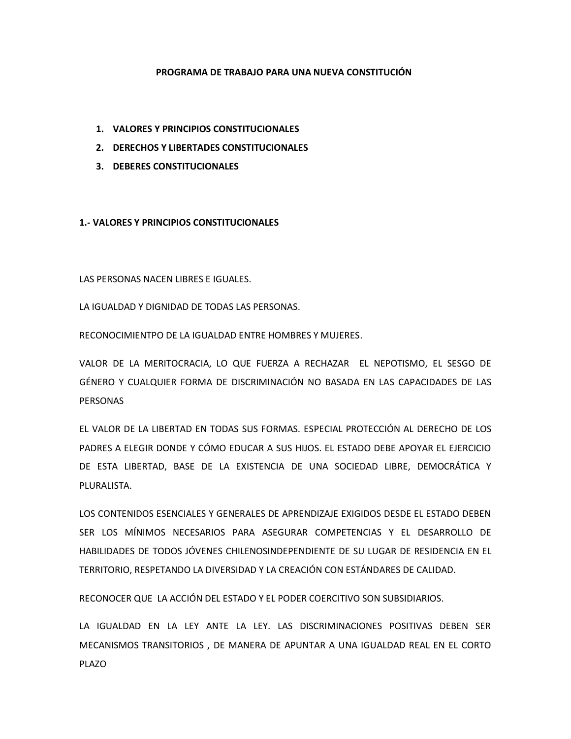# PROGRAMA DE TRABAJO PARA UNA NUEVA CONSTITUCIÓN

1. **VALORES Y PRINCIPIOS CONSTITUCIONALES**
2. **DERECHOS Y LIBERTADES CONSTITUCIONALES**
3. **DEBERES CONSTITUCIONALES**

## 1.- VALORES Y PRINCIPIOS CONSTITUCIONALES

LAS PERSONAS NACEN LIBRES E IGUALES.

LA IGUALDAD Y DIGNIDAD DE TODAS LAS PERSONAS.

RECONOCIMIENTPO DE LA IGUALDAD ENTRE HOMBRES Y MUJERES.

VALOR DE LA MERITOCRACIA, LO QUE FUERZA A RECHAZAR EL NEPOTISMO, EL SESGO DE GÉNERO Y CUALQUIER FORMA DE DISCRIMINACIÓN NO BASADA EN LAS CAPACIDADES DE LAS PERSONAS

EL VALOR DE LA LIBERTAD EN TODAS SUS FORMAS. ESPECIAL PROTECCIÓN AL DERECHO DE LOS PADRES A ELEGIR DONDE Y CÓMO EDUCAR A SUS HIJOS. EL ESTADO DEBE APOYAR EL EJERCICIO DE ESTA LIBERTAD, BASE DE LA EXISTENCIA DE UNA SOCIEDAD LIBRE, DEMOCRÁTICA Y PLURALISTA.

LOS CONTENIDOS ESENCIALES Y GENERALES DE APRENDIZAJE EXIGIDOS DESDE EL ESTADO DEBEN SER LOS MÍNIMOS NECESARIOS PARA ASEGURAR COMPETENCIAS Y EL DESARROLLO DE HABILIDADES DE TODOS JÓVENES CHILENOSINDEPENDIENTE DE SU LUGAR DE RESIDENCIA EN EL TERRITORIO, RESPETANDO LA DIVERSIDAD Y LA CREACIÓN CON ESTÁNDARES DE CALIDAD.

RECONOCER QUE LA ACCIÓN DEL ESTADO Y EL PODER COERCITIVO SON SUBSIDIARIOS.

LA IGUALDAD EN LA LEY ANTE LA LEY. LAS DISCRIMINACIONES POSITIVAS DEBEN SER MECANISMOS TRANSITORIOS , DE MANERA DE APUNTAR A UNA IGUALDAD REAL EN EL CORTO PLAZO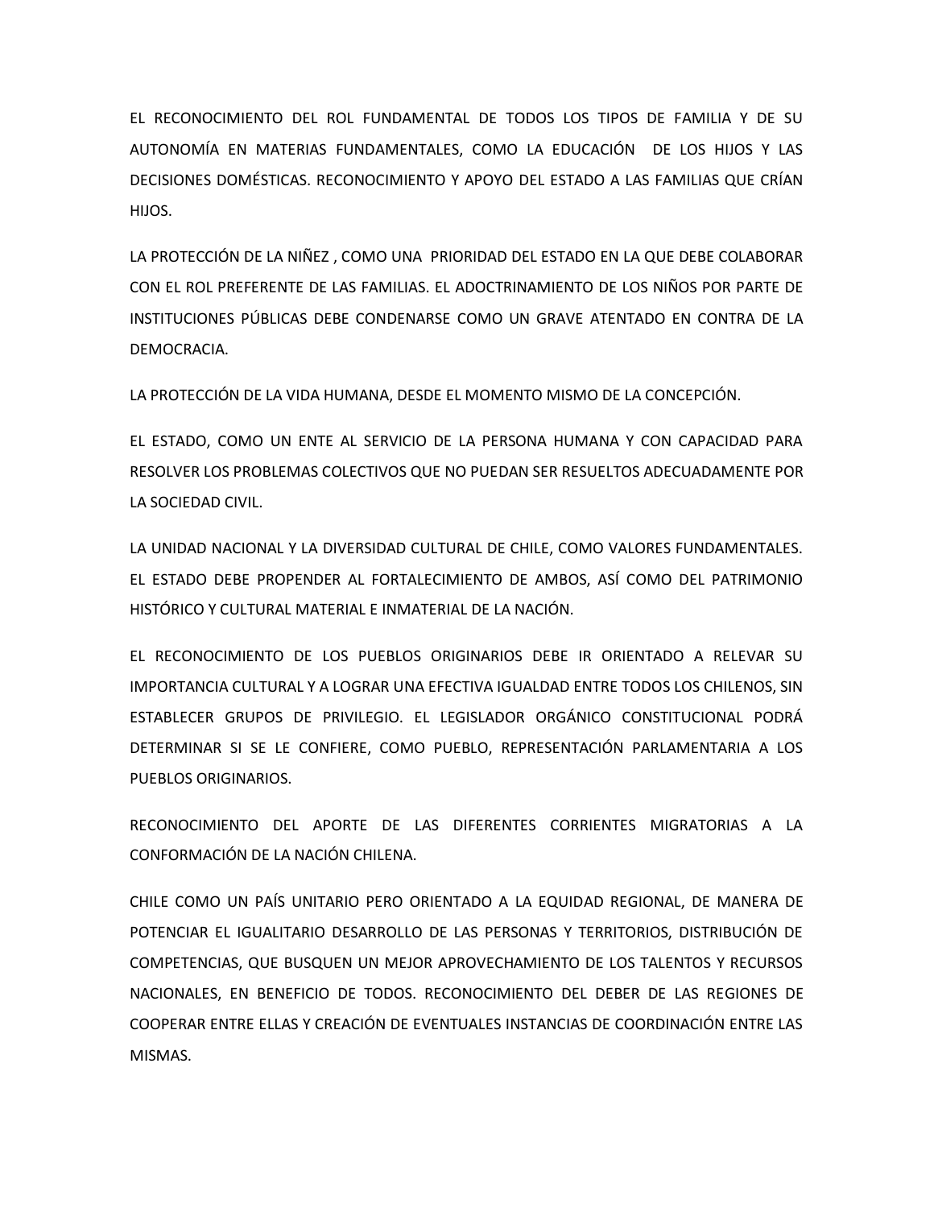EL RECONOCIMIENTO DEL ROL FUNDAMENTAL DE TODOS LOS TIPOS DE FAMILIA Y DE SU AUTONOMÍA EN MATERIAS FUNDAMENTALES, COMO LA EDUCACIÓN DE LOS HIJOS Y LAS DECISIONES DOMÉSTICAS. RECONOCIMIENTO Y APOYO DEL ESTADO A LAS FAMILIAS QUE CRÍAN HIJOS.

LA PROTECCIÓN DE LA NIÑEZ , COMO UNA PRIORIDAD DEL ESTADO EN LA QUE DEBE COLABORAR CON EL ROL PREFERENTE DE LAS FAMILIAS. EL ADOCTRINAMIENTO DE LOS NIÑOS POR PARTE DE INSTITUCIONES PÚBLICAS DEBE CONDENARSE COMO UN GRAVE ATENTADO EN CONTRA DE LA DEMOCRACIA.

LA PROTECCIÓN DE LA VIDA HUMANA, DESDE EL MOMENTO MISMO DE LA CONCEPCIÓN.

EL ESTADO, COMO UN ENTE AL SERVICIO DE LA PERSONA HUMANA Y CON CAPACIDAD PARA RESOLVER LOS PROBLEMAS COLECTIVOS QUE NO PUEDAN SER RESUELTOS ADECUADAMENTE POR LA SOCIEDAD CIVIL.

LA UNIDAD NACIONAL Y LA DIVERSIDAD CULTURAL DE CHILE, COMO VALORES FUNDAMENTALES. EL ESTADO DEBE PROPENDER AL FORTALECIMIENTO DE AMBOS, ASÍ COMO DEL PATRIMONIO HISTÓRICO Y CULTURAL MATERIAL E INMATERIAL DE LA NACIÓN.

EL RECONOCIMIENTO DE LOS PUEBLOS ORIGINARIOS DEBE IR ORIENTADO A RELEVAR SU IMPORTANCIA CULTURAL Y A LOGRAR UNA EFECTIVA IGUALDAD ENTRE TODOS LOS CHILENOS, SIN ESTABLECER GRUPOS DE PRIVILEGIO. EL LEGISLADOR ORGÁNICO CONSTITUCIONAL PODRÁ DETERMINAR SI SE LE CONFIERE, COMO PUEBLO, REPRESENTACIÓN PARLAMENTARIA A LOS PUEBLOS ORIGINARIOS.

RECONOCIMIENTO DEL APORTE DE LAS DIFERENTES CORRIENTES MIGRATORIAS A LA CONFORMACIÓN DE LA NACIÓN CHILENA.

CHILE COMO UN PAÍS UNITARIO PERO ORIENTADO A LA EQUIDAD REGIONAL, DE MANERA DE POTENCIAR EL IGUALITARIO DESARROLLO DE LAS PERSONAS Y TERRITORIOS, DISTRIBUCIÓN DE COMPETENCIAS, QUE BUSQUEN UN MEJOR APROVECHAMIENTO DE LOS TALENTOS Y RECURSOS NACIONALES, EN BENEFICIO DE TODOS. RECONOCIMIENTO DEL DEBER DE LAS REGIONES DE COOPERAR ENTRE ELLAS Y CREACIÓN DE EVENTUALES INSTANCIAS DE COORDINACIÓN ENTRE LAS MISMAS.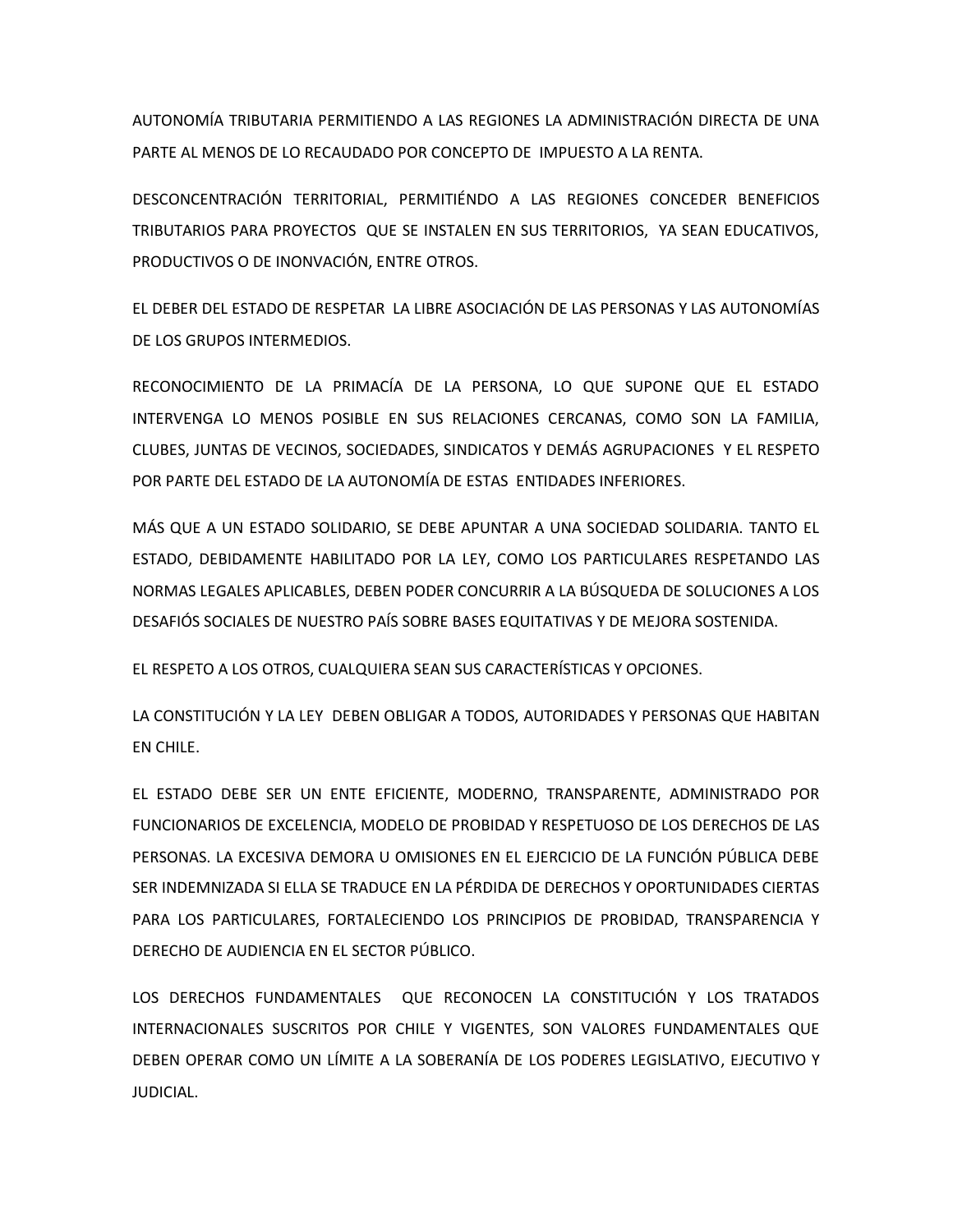AUTONOMÍA TRIBUTARIA PERMITIENDO A LAS REGIONES LA ADMINISTRACIÓN DIRECTA DE UNA PARTE AL MENOS DE LO RECAUDADO POR CONCEPTO DE IMPUESTO A LA RENTA.

DESCONCENTRACIÓN TERRITORIAL, PERMITIÉNDO A LAS REGIONES CONCEDER BENEFICIOS TRIBUTARIOS PARA PROYECTOS QUE SE INSTALEN EN SUS TERRITORIOS, YA SEAN EDUCATIVOS, PRODUCTIVOS O DE INONVACIÓN, ENTRE OTROS.

EL DEBER DEL ESTADO DE RESPETAR LA LIBRE ASOCIACIÓN DE LAS PERSONAS Y LAS AUTONOMÍAS DE LOS GRUPOS INTERMEDIOS.

RECONOCIMIENTO DE LA PRIMACÍA DE LA PERSONA, LO QUE SUPONE QUE EL ESTADO INTERVENGA LO MENOS POSIBLE EN SUS RELACIONES CERCANAS, COMO SON LA FAMILIA, CLUBES, JUNTAS DE VECINOS, SOCIEDADES, SINDICATOS Y DEMÁS AGRUPACIONES Y EL RESPETO POR PARTE DEL ESTADO DE LA AUTONOMÍA DE ESTAS ENTIDADES INFERIORES.

MÁS QUE A UN ESTADO SOLIDARIO, SE DEBE APUNTAR A UNA SOCIEDAD SOLIDARIA. TANTO EL ESTADO, DEBIDAMENTE HABILITADO POR LA LEY, COMO LOS PARTICULARES RESPETANDO LAS NORMAS LEGALES APLICABLES, DEBEN PODER CONCURRIR A LA BÚSQUEDA DE SOLUCIONES A LOS DESAFIÓS SOCIALES DE NUESTRO PAÍS SOBRE BASES EQUITATIVAS Y DE MEJORA SOSTENIDA.

EL RESPETO A LOS OTROS, CUALQUIERA SEAN SUS CARACTERÍSTICAS Y OPCIONES.

LA CONSTITUCIÓN Y LA LEY DEBEN OBLIGAR A TODOS, AUTORIDADES Y PERSONAS QUE HABITAN EN CHILE.

EL ESTADO DEBE SER UN ENTE EFICIENTE, MODERNO, TRANSPARENTE, ADMINISTRADO POR FUNCIONARIOS DE EXCELENCIA, MODELO DE PROBIDAD Y RESPETUOSO DE LOS DERECHOS DE LAS PERSONAS. LA EXCESIVA DEMORA U OMISIONES EN EL EJERCICIO DE LA FUNCIÓN PÚBLICA DEBE SER INDEMNIZADA SI ELLA SE TRADUCE EN LA PÉRDIDA DE DERECHOS Y OPORTUNIDADES CIERTAS PARA LOS PARTICULARES, FORTALECIENDO LOS PRINCIPIOS DE PROBIDAD, TRANSPARENCIA Y DERECHO DE AUDIENCIA EN EL SECTOR PÚBLICO.

LOS DERECHOS FUNDAMENTALES QUE RECONOCEN LA CONSTITUCIÓN Y LOS TRATADOS INTERNACIONALES SUSCRITOS POR CHILE Y VIGENTES, SON VALORES FUNDAMENTALES QUE DEBEN OPERAR COMO UN LÍMITE A LA SOBERANÍA DE LOS PODERES LEGISLATIVO, EJECUTIVO Y JUDICIAL.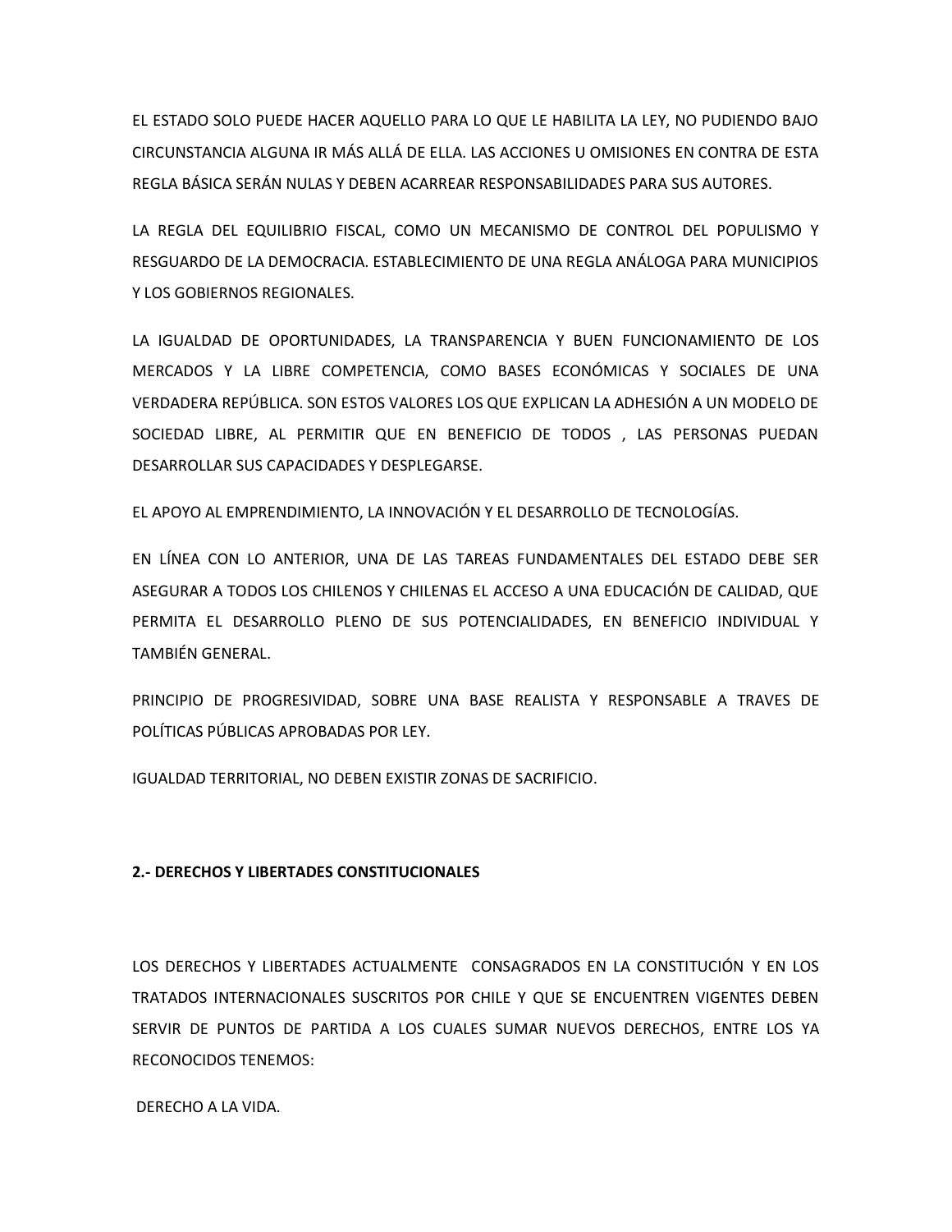EL ESTADO SOLO PUEDE HACER AQUELLO PARA LO QUE LE HABILITA LA LEY, NO PUDIENDO BAJO CIRCUNSTANCIA ALGUNA IR MÁS ALLÁ DE ELLA. LAS ACCIONES U OMISIONES EN CONTRA DE ESTA REGLA BÁSICA SERÁN NULAS Y DEBEN ACARREAR RESPONSABILIDADES PARA SUS AUTORES.

LA REGLA DEL EQUILIBRIO FISCAL, COMO UN MECANISMO DE CONTROL DEL POPULISMO Y RESGUARDO DE LA DEMOCRACIA. ESTABLECIMIENTO DE UNA REGLA ANÁLOGA PARA MUNICIPIOS Y LOS GOBIERNOS REGIONALES.

LA IGUALDAD DE OPORTUNIDADES, LA TRANSPARENCIA Y BUEN FUNCIONAMIENTO DE LOS MERCADOS Y LA LIBRE COMPETENCIA, COMO BASES ECONÓMICAS Y SOCIALES DE UNA VERDADERA REPÚBLICA. SON ESTOS VALORES LOS QUE EXPLICAN LA ADHESIÓN A UN MODELO DE SOCIEDAD LIBRE, AL PERMITIR QUE EN BENEFICIO DE TODOS , LAS PERSONAS PUEDAN DESARROLLAR SUS CAPACIDADES Y DESPLEGARSE.

EL APOYO AL EMPRENDIMIENTO, LA INNOVACIÓN Y EL DESARROLLO DE TECNOLOGÍAS.

EN LÍNEA CON LO ANTERIOR, UNA DE LAS TAREAS FUNDAMENTALES DEL ESTADO DEBE SER ASEGURAR A TODOS LOS CHILENOS Y CHILENAS EL ACCESO A UNA EDUCACIÓN DE CALIDAD, QUE PERMITA EL DESARROLLO PLENO DE SUS POTENCIALIDADES, EN BENEFICIO INDIVIDUAL Y TAMBIÉN GENERAL.

PRINCIPIO DE PROGRESIVIDAD, SOBRE UNA BASE REALISTA Y RESPONSABLE A TRAVES DE POLÍTICAS PÚBLICAS APROBADAS POR LEY.

IGUALDAD TERRITORIAL, NO DEBEN EXISTIR ZONAS DE SACRIFICIO.

**2.- DERECHOS Y LIBERTADES CONSTITUCIONALES**

LOS DERECHOS Y LIBERTADES ACTUALMENTE CONSAGRADOS EN LA CONSTITUCIÓN Y EN LOS TRATADOS INTERNACIONALES SUSCRITOS POR CHILE Y QUE SE ENCUENTREN VIGENTES DEBEN SERVIR DE PUNTOS DE PARTIDA A LOS CUALES SUMAR NUEVOS DERECHOS, ENTRE LOS YA RECONOCIDOS TENEMOS:

DERECHO A LA VIDA.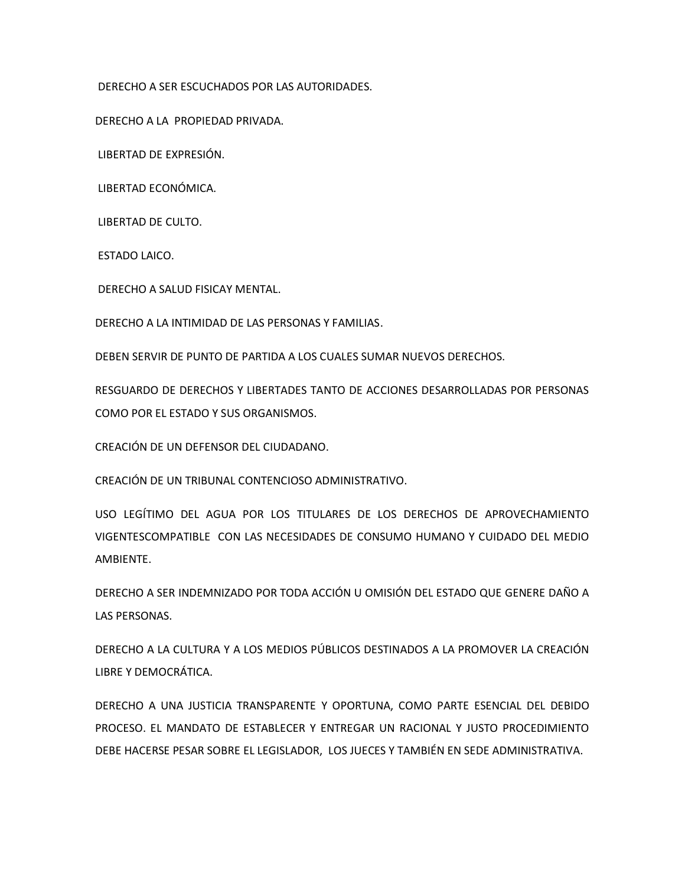DERECHO A SER ESCUCHADOS POR LAS AUTORIDADES.

DERECHO A LA PROPIEDAD PRIVADA.

LIBERTAD DE EXPRESIÓN.

LIBERTAD ECONÓMICA.

LIBERTAD DE CULTO.

ESTADO LAICO.

DERECHO A SALUD FISICAY MENTAL.

DERECHO A LA INTIMIDAD DE LAS PERSONAS Y FAMILIAS.

DEBEN SERVIR DE PUNTO DE PARTIDA A LOS CUALES SUMAR NUEVOS DERECHOS.

RESGUARDO DE DERECHOS Y LIBERTADES TANTO DE ACCIONES DESARROLLADAS POR PERSONAS COMO POR EL ESTADO Y SUS ORGANISMOS.

CREACIÓN DE UN DEFENSOR DEL CIUDADANO.

CREACIÓN DE UN TRIBUNAL CONTENCIOSO ADMINISTRATIVO.

USO LEGÍTIMO DEL AGUA POR LOS TITULARES DE LOS DERECHOS DE APROVECHAMIENTO VIGENTESCOMPATIBLE CON LAS NECESIDADES DE CONSUMO HUMANO Y CUIDADO DEL MEDIO AMBIENTE.

DERECHO A SER INDEMNIZADO POR TODA ACCIÓN U OMISIÓN DEL ESTADO QUE GENERE DAÑO A LAS PERSONAS.

DERECHO A LA CULTURA Y A LOS MEDIOS PÚBLICOS DESTINADOS A LA PROMOVER LA CREACIÓN LIBRE Y DEMOCRÁTICA.

DERECHO A UNA JUSTICIA TRANSPARENTE Y OPORTUNA, COMO PARTE ESENCIAL DEL DEBIDO PROCESO. EL MANDATO DE ESTABLECER Y ENTREGAR UN RACIONAL Y JUSTO PROCEDIMIENTO DEBE HACERSE PESAR SOBRE EL LEGISLADOR, LOS JUECES Y TAMBIÉN EN SEDE ADMINISTRATIVA.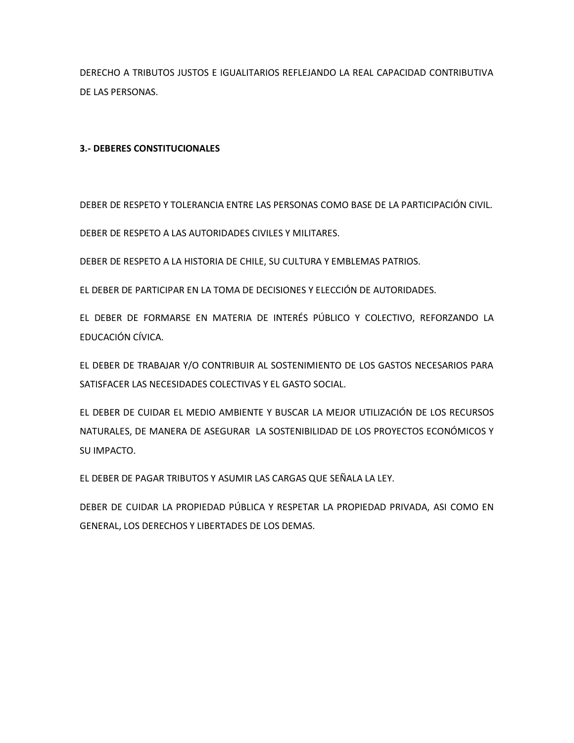DERECHO A TRIBUTOS JUSTOS E IGUALITARIOS REFLEJANDO LA REAL CAPACIDAD CONTRIBUTIVA DE LAS PERSONAS.

**3.- DEBERES CONSTITUCIONALES**

DEBER DE RESPETO Y TOLERANCIA ENTRE LAS PERSONAS COMO BASE DE LA PARTICIPACIÓN CIVIL.

DEBER DE RESPETO A LAS AUTORIDADES CIVILES Y MILITARES.

DEBER DE RESPETO A LA HISTORIA DE CHILE, SU CULTURA Y EMBLEMAS PATRIOS.

EL DEBER DE PARTICIPAR EN LA TOMA DE DECISIONES Y ELECCIÓN DE AUTORIDADES.

EL DEBER DE FORMARSE EN MATERIA DE INTERÉS PÚBLICO Y COLECTIVO, REFORZANDO LA EDUCACIÓN CÍVICA.

EL DEBER DE TRABAJAR Y/O CONTRIBUIR AL SOSTENIMIENTO DE LOS GASTOS NECESARIOS PARA SATISFACER LAS NECESIDADES COLECTIVAS Y EL GASTO SOCIAL.

EL DEBER DE CUIDAR EL MEDIO AMBIENTE Y BUSCAR LA MEJOR UTILIZACIÓN DE LOS RECURSOS NATURALES, DE MANERA DE ASEGURAR LA SOSTENIBILIDAD DE LOS PROYECTOS ECONÓMICOS Y SU IMPACTO.

EL DEBER DE PAGAR TRIBUTOS Y ASUMIR LAS CARGAS QUE SEÑALA LA LEY.

DEBER DE CUIDAR LA PROPIEDAD PÚBLICA Y RESPETAR LA PROPIEDAD PRIVADA, ASI COMO EN GENERAL, LOS DERECHOS Y LIBERTADES DE LOS DEMAS.